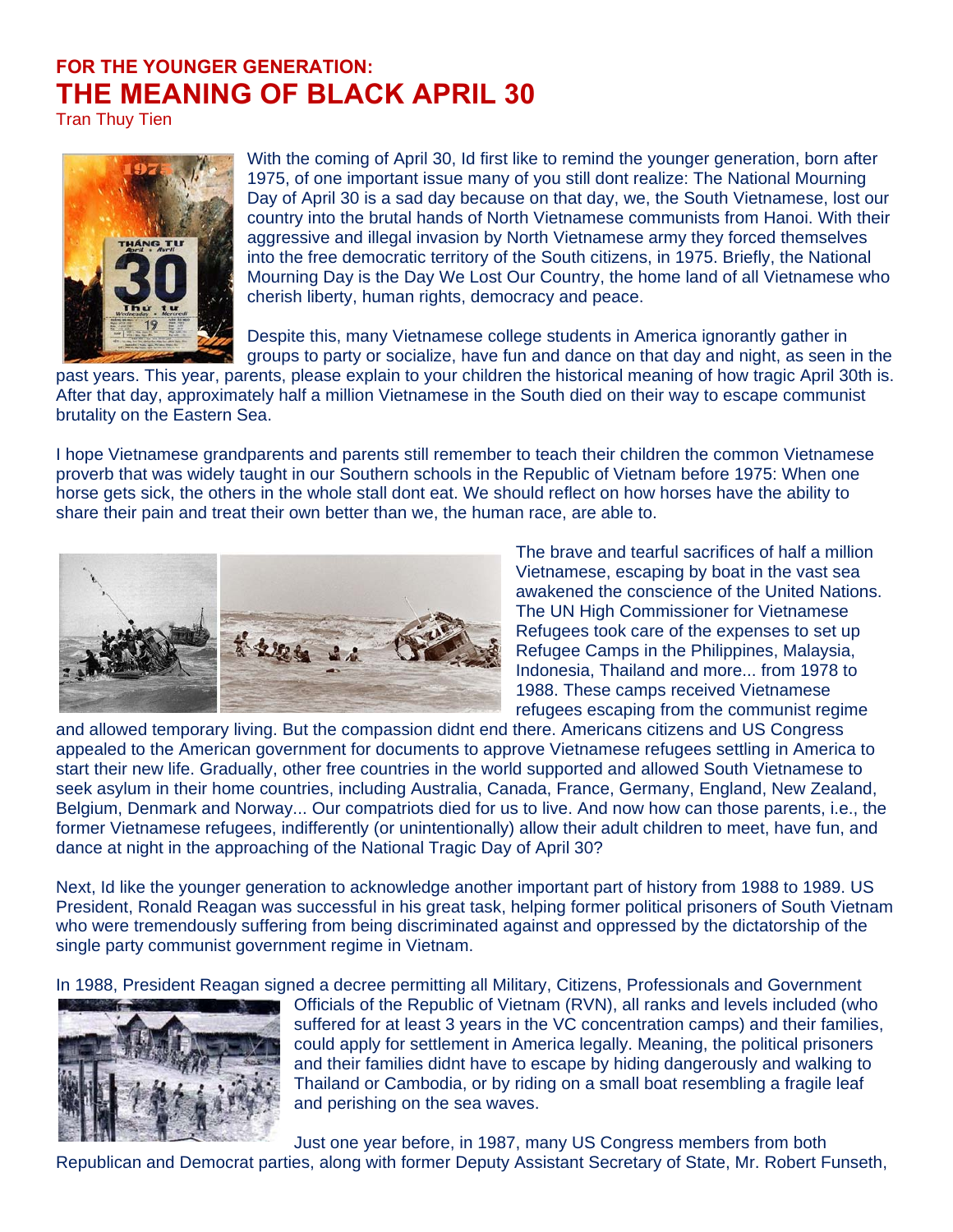## FOR THE YOUNGER GENERATION:
# THE MEANING OF BLACK APRIL 30

Tran Thuy Tien

With the coming of April 30, Id first like to remind the younger generation, born after 1975, of one important issue many of you still dont realize: The National Mourning Day of April 30 is a sad day because on that day, we, the South Vietnamese, lost our country into the brutal hands of North Vietnamese communists from Hanoi. With their aggressive and illegal invasion by North Vietnamese army they forced themselves into the free democratic territory of the South citizens, in 1975. Briefly, the National Mourning Day is the Day We Lost Our Country, the home land of all Vietnamese who cherish liberty, human rights, democracy and peace.

Despite this, many Vietnamese college students in America ignorantly gather in groups to party or socialize, have fun and dance on that day and night, as seen in the past years. This year, parents, please explain to your children the historical meaning of how tragic April 30th is. After that day, approximately half a million Vietnamese in the South died on their way to escape communist brutality on the Eastern Sea.

I hope Vietnamese grandparents and parents still remember to teach their children the common Vietnamese proverb that was widely taught in our Southern schools in the Republic of Vietnam before 1975: When one horse gets sick, the others in the whole stall dont eat. We should reflect on how horses have the ability to share their pain and treat their own better than we, the human race, are able to.

The brave and tearful sacrifices of half a million Vietnamese, escaping by boat in the vast sea awakened the conscience of the United Nations. The UN High Commissioner for Vietnamese Refugees took care of the expenses to set up Refugee Camps in the Philippines, Malaysia, Indonesia, Thailand and more... from 1978 to 1988. These camps received Vietnamese refugees escaping from the communist regime and allowed temporary living. But the compassion didnt end there. Americans citizens and US Congress appealed to the American government for documents to approve Vietnamese refugees settling in America to start their new life. Gradually, other free countries in the world supported and allowed South Vietnamese to seek asylum in their home countries, including Australia, Canada, France, Germany, England, New Zealand, Belgium, Denmark and Norway... Our compatriots died for us to live. And now how can those parents, i.e., the former Vietnamese refugees, indifferently (or unintentionally) allow their adult children to meet, have fun, and dance at night in the approaching of the National Tragic Day of April 30?

Next, Id like the younger generation to acknowledge another important part of history from 1988 to 1989. US President, Ronald Reagan was successful in his great task, helping former political prisoners of South Vietnam who were tremendously suffering from being discriminated against and oppressed by the dictatorship of the single party communist government regime in Vietnam.

In 1988, President Reagan signed a decree permitting all Military, Citizens, Professionals and Government Officials of the Republic of Vietnam (RVN), all ranks and levels included (who suffered for at least 3 years in the VC concentration camps) and their families, could apply for settlement in America legally. Meaning, the political prisoners and their families didnt have to escape by hiding dangerously and walking to Thailand or Cambodia, or by riding on a small boat resembling a fragile leaf and perishing on the sea waves.

Just one year before, in 1987, many US Congress members from both Republican and Democrat parties, along with former Deputy Assistant Secretary of State, Mr. Robert Funseth,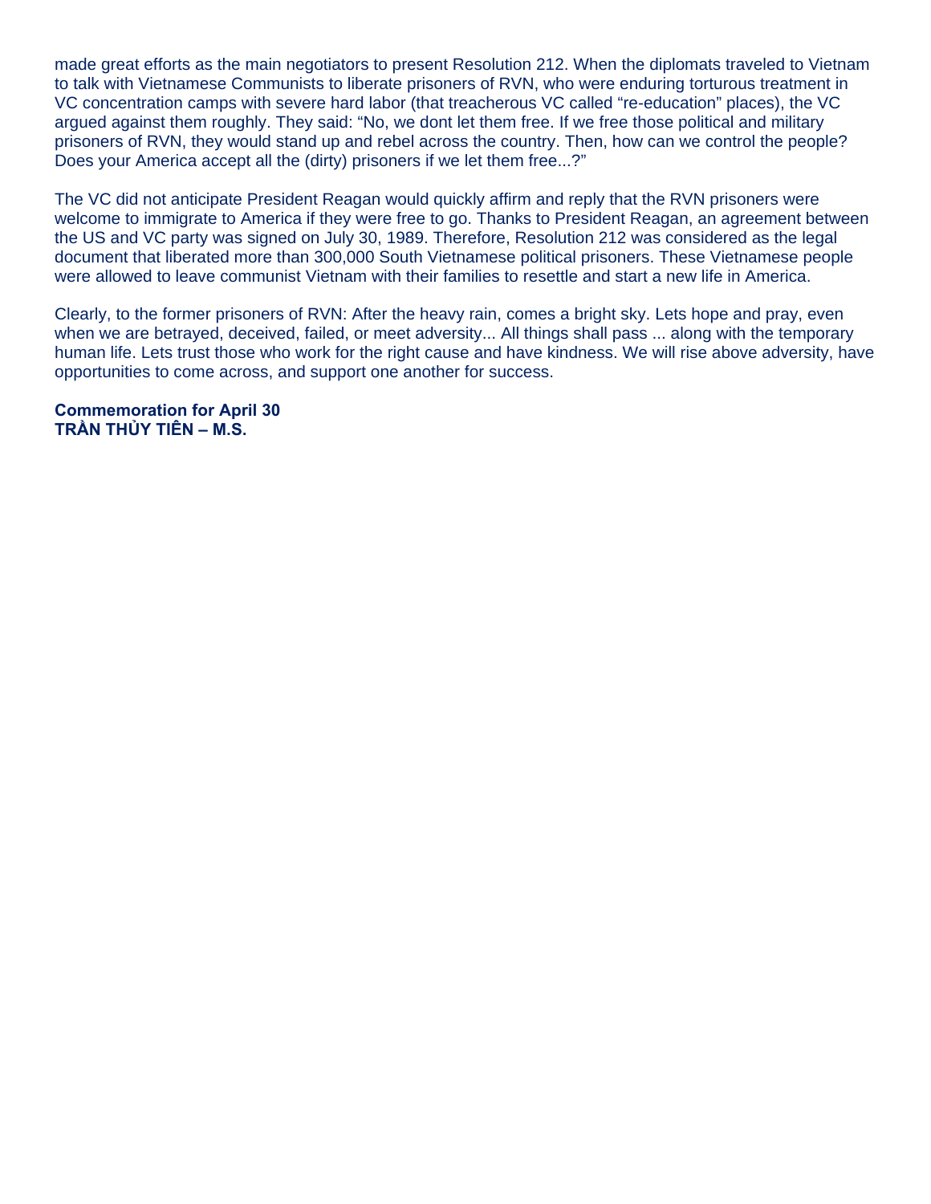made great efforts as the main negotiators to present Resolution 212. When the diplomats traveled to Vietnam to talk with Vietnamese Communists to liberate prisoners of RVN, who were enduring torturous treatment in VC concentration camps with severe hard labor (that treacherous VC called “re-education” places), the VC argued against them roughly. They said: “No, we dont let them free. If we free those political and military prisoners of RVN, they would stand up and rebel across the country. Then, how can we control the people? Does your America accept all the (dirty) prisoners if we let them free...?”

The VC did not anticipate President Reagan would quickly affirm and reply that the RVN prisoners were welcome to immigrate to America if they were free to go. Thanks to President Reagan, an agreement between the US and VC party was signed on July 30, 1989. Therefore, Resolution 212 was considered as the legal document that liberated more than 300,000 South Vietnamese political prisoners. These Vietnamese people were allowed to leave communist Vietnam with their families to resettle and start a new life in America.

Clearly, to the former prisoners of RVN: After the heavy rain, comes a bright sky. Lets hope and pray, even when we are betrayed, deceived, failed, or meet adversity... All things shall pass ... along with the temporary human life. Lets trust those who work for the right cause and have kindness. We will rise above adversity, have opportunities to come across, and support one another for success.

**Commemoration for April 30**
**TRẦN THỦY TIÊN – M.S.**